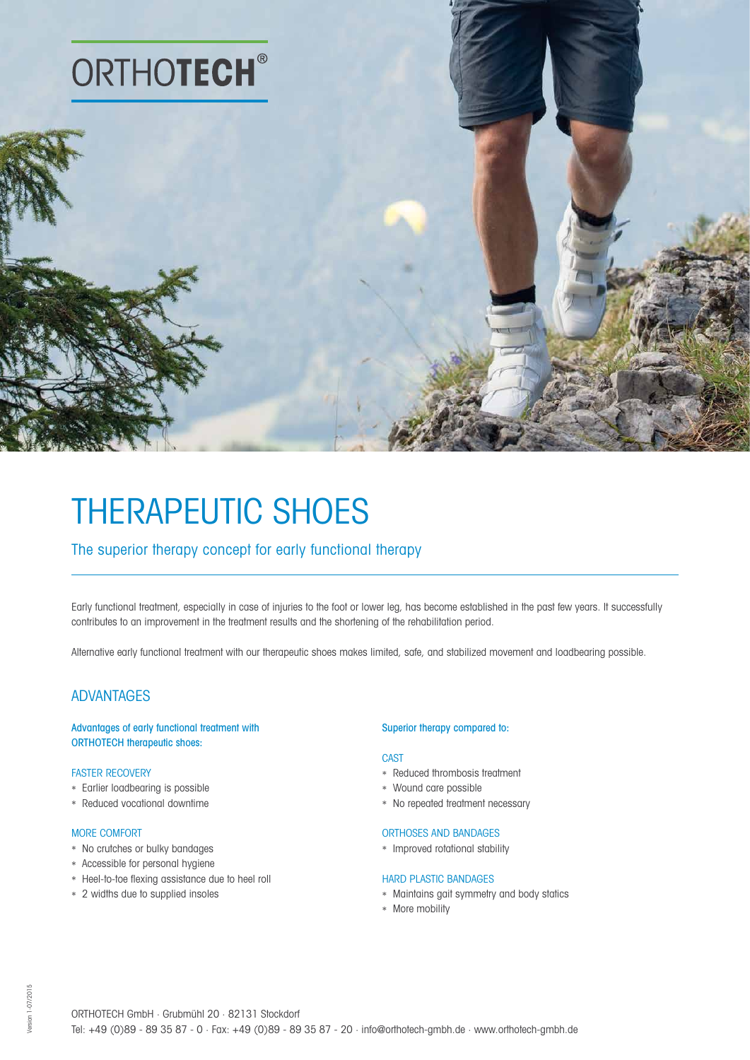# ORTHOTECH®

# THERAPEUTIC SHOES

## The superior therapy concept for early functional therapy

Early functional treatment, especially in case of injuries to the foot or lower leg, has become established in the past few years. It successfully contributes to an improvement in the treatment results and the shortening of the rehabilitation period.

Alternative early functional treatment with our therapeutic shoes makes limited, safe, and stabilized movement and loadbearing possible.

## ADVANTAGES

### Advantages of early functional treatment with ORTHOTECH therapeutic shoes:

#### FASTER RECOVERY

- Earlier loadbearing is possible
- Reduced vocational downtime

#### MORE COMFORT

- No crutches or bulky bandages
- Accessible for personal hygiene
- Heel-to-toe flexing assistance due to heel roll
- 2 widths due to supplied insoles

### Superior therapy compared to:

#### CAST

- Reduced thrombosis treatment
- Wound care possible
- No repeated treatment necessary

#### ORTHOSES AND BANDAGES

- Improved rotational stability

#### HARD PLASTIC BANDAGES

- Maintains gait symmetry and body statics
- More mobility

Version 1-07/2015

ORTHOTECH GmbH · Grubmühl 20 · 82131 Stockdorf
Tel: +49 (0)89 - 89 35 87 - 0 · Fax: +49 (0)89 - 89 35 87 - 20 · info@orthotech-gmbh.de · www.orthotech-gmbh.de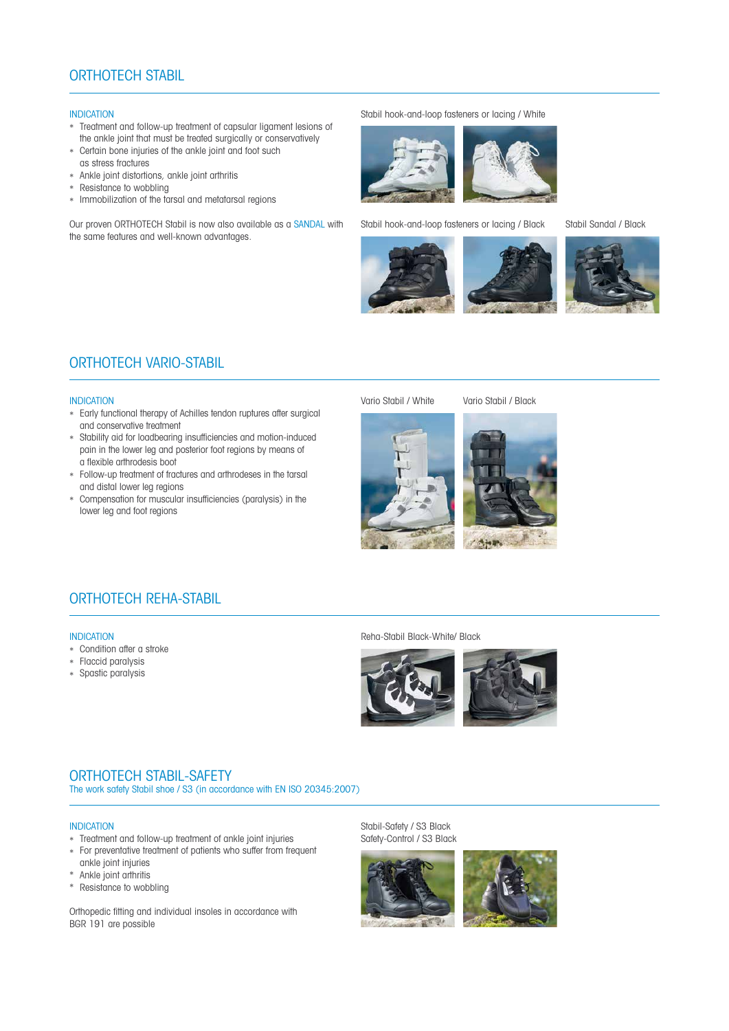## ORTHOTECH STABIL

### INDICATION

* Treatment and follow-up treatment of capsular ligament lesions of the ankle joint that must be treated surgically or conservatively
* Certain bone injuries of the ankle joint and foot such as stress fractures
* Ankle joint distortions, ankle joint arthritis
* Resistance to wobbling
* Immobilization of the tarsal and metatarsal regions

Our proven ORTHOTECH Stabil is now also available as a SANDAL with the same features and well-known advantages.

Stabil hook-and-loop fasteners or lacing / White

Stabil hook-and-loop fasteners or lacing / Black

Stabil Sandal / Black

## ORTHOTECH VARIO-STABIL

### INDICATION

* Early functional therapy of Achilles tendon ruptures after surgical and conservative treatment
* Stability aid for loadbearing insufficiencies and motion-induced pain in the lower leg and posterior foot regions by means of a flexible arthrodesis boot
* Follow-up treatment of fractures and arthrodeses in the tarsal and distal lower leg regions
* Compensation for muscular insufficiencies (paralysis) in the lower leg and foot regions

Vario Stabil / White

Vario Stabil / Black

## ORTHOTECH REHA-STABIL

### INDICATION

* Condition after a stroke
* Flaccid paralysis
* Spastic paralysis

Reha-Stabil Black-White/ Black

## ORTHOTECH STABIL-SAFETY

The work safety Stabil shoe / S3 (in accordance with EN ISO 20345:2007)

### INDICATION

* Treatment and follow-up treatment of ankle joint injuries
* For preventative treatment of patients who suffer from frequent ankle joint injuries
* Ankle joint arthritis
* Resistance to wobbling

Orthopedic fitting and individual insoles in accordance with BGR 191 are possible

Stabil-Safety / S3 Black
Safety-Control / S3 Black